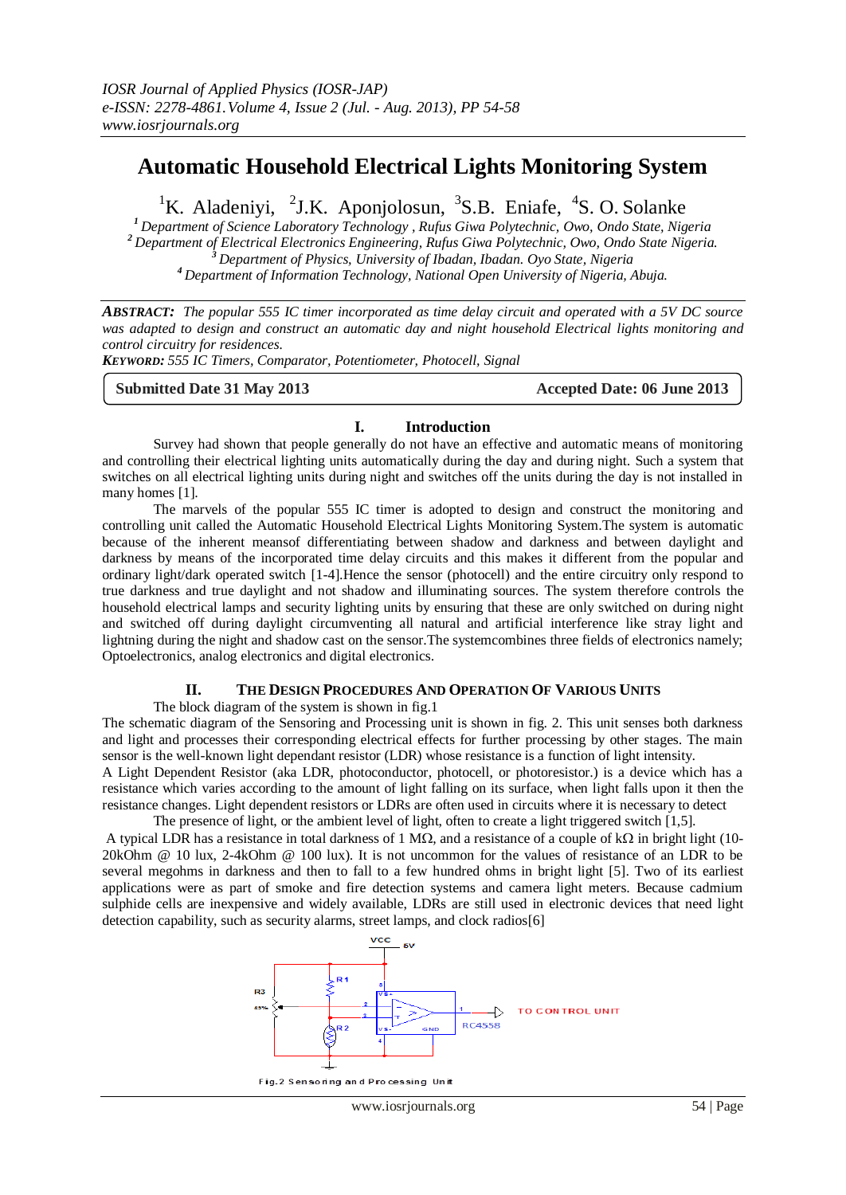# Automatic Household Electrical Lights Monitoring System

[1]K. Aladeniyi, [2]J.K. Aponjolosun, [3]S.B. Eniafe, [4]S. O. Solanke

[1] Department of Science Laboratory Technology , Rufus Giwa Polytechnic, Owo, Ondo State, Nigeria
[2] Department of Electrical Electronics Engineering, Rufus Giwa Polytechnic, Owo, Ondo State Nigeria.
[3] Department of Physics, University of Ibadan, Ibadan. Oyo State, Nigeria
[4] Department of Information Technology, National Open University of Nigeria, Abuja.

***Abstract:*** *The popular 555 IC timer incorporated as time delay circuit and operated with a 5V DC source was adapted to design and construct an automatic day and night household Electrical lights monitoring and control circuitry for residences.*

***Keyword:*** *555 IC Timers, Comparator, Potentiometer, Photocell, Signal*

**Submitted Date 31 May 2013** **Accepted Date: 06 June 2013**

## I. Introduction

Survey had shown that people generally do not have an effective and automatic means of monitoring and controlling their electrical lighting units automatically during the day and during night. Such a system that switches on all electrical lighting units during night and switches off the units during the day is not installed in many homes [1].

The marvels of the popular 555 IC timer is adopted to design and construct the monitoring and controlling unit called the Automatic Household Electrical Lights Monitoring System.The system is automatic because of the inherent meansof differentiating between shadow and darkness and between daylight and darkness by means of the incorporated time delay circuits and this makes it different from the popular and ordinary light/dark operated switch [1-4].Hence the sensor (photocell) and the entire circuitry only respond to true darkness and true daylight and not shadow and illuminating sources. The system therefore controls the household electrical lamps and security lighting units by ensuring that these are only switched on during night and switched off during daylight circumventing all natural and artificial interference like stray light and lightning during the night and shadow cast on the sensor.The systemcombines three fields of electronics namely; Optoelectronics, analog electronics and digital electronics.

## II. The Design Procedures And Operation Of Various Units

The block diagram of the system is shown in fig.1

The schematic diagram of the Sensoring and Processing unit is shown in fig. 2. This unit senses both darkness and light and processes their corresponding electrical effects for further processing by other stages. The main sensor is the well-known light dependant resistor (LDR) whose resistance is a function of light intensity.

A Light Dependent Resistor (aka LDR, photoconductor, photocell, or photoresistor.) is a device which has a resistance which varies according to the amount of light falling on its surface, when light falls upon it then the resistance changes. Light dependent resistors or LDRs are often used in circuits where it is necessary to detect

The presence of light, or the ambient level of light, often to create a light triggered switch [1,5].

A typical LDR has a resistance in total darkness of 1 MΩ, and a resistance of a couple of kΩ in bright light (10-20kOhm @ 10 lux, 2-4kOhm @ 100 lux). It is not uncommon for the values of resistance of an LDR to be several megohms in darkness and then to fall to a few hundred ohms in bright light [5]. Two of its earliest applications were as part of smoke and fire detection systems and camera light meters. Because cadmium sulphide cells are inexpensive and widely available, LDRs are still used in electronic devices that need light detection capability, such as security alarms, street lamps, and clock radios[6]

Fig.2 Sensoring and Processing Unit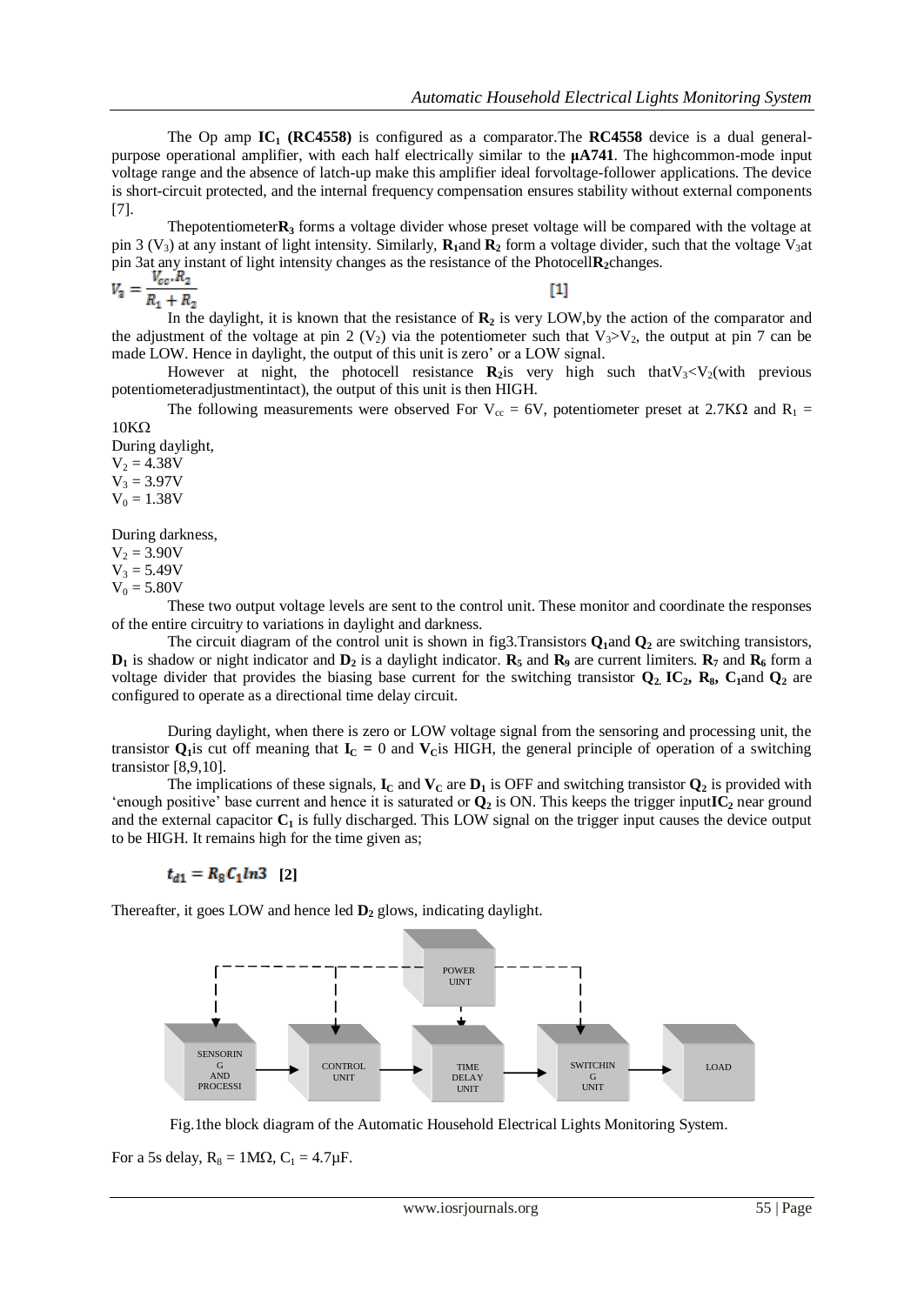The Op amp $IC_1$ **(RC4558)** is configured as a comparator.The **RC4558** device is a dual general-purpose operational amplifier, with each half electrically similar to the **μA741**. The highcommon-mode input voltage range and the absence of latch-up make this amplifier ideal forvoltage-follower applications. The device is short-circuit protected, and the internal frequency compensation ensures stability without external components [7].

Thepotentiometer $\mathbf{R_3}$ forms a voltage divider whose preset voltage will be compared with the voltage at pin 3 ($V_3$) at any instant of light intensity. Similarly, $\mathbf{R_1}$and $\mathbf{R_2}$ form a voltage divider, such that the voltage $V_3$at pin 3at any instant of light intensity changes as the resistance of the Photocell$\mathbf{R_2}$changes.

$$V_3 = \frac{V_{cc}.R_2}{R_1 + R_2} \qquad [1]$$

In the daylight, it is known that the resistance of $\mathbf{R_2}$ is very LOW,by the action of the comparator and the adjustment of the voltage at pin 2 ($V_2$) via the potentiometer such that $V_3 > V_2$, the output at pin 7 can be made LOW. Hence in daylight, the output of this unit is zero' or a LOW signal.

However at night, the photocell resistance $\mathbf{R_2}$is very high such that$V_3 < V_2$(with previous potentiometeradjustmentintact), the output of this unit is then HIGH.

The following measurements were observed For $V_{cc}$ = 6V, potentiometer preset at 2.7KΩ and $R_1$ = 10KΩ

During daylight,
$V_2$ = 4.38V
$V_3$ = 3.97V
$V_0$ = 1.38V

During darkness,
$V_2$ = 3.90V
$V_3$ = 5.49V
$V_0$ = 5.80V

These two output voltage levels are sent to the control unit. These monitor and coordinate the responses of the entire circuitry to variations in daylight and darkness.

The circuit diagram of the control unit is shown in fig3.Transistors $\mathbf{Q_1}$and $\mathbf{Q_2}$ are switching transistors, $\mathbf{D_1}$ is shadow or night indicator and $\mathbf{D_2}$ is a daylight indicator. $\mathbf{R_5}$ and $\mathbf{R_9}$ are current limiters. $\mathbf{R_7}$ and $\mathbf{R_6}$ form a voltage divider that provides the biasing base current for the switching transistor $\mathbf{Q_2}$. $\mathbf{IC_2}$, $\mathbf{R_8}$, $\mathbf{C_1}$and $\mathbf{Q_2}$ are configured to operate as a directional time delay circuit.

During daylight, when there is zero or LOW voltage signal from the sensoring and processing unit, the transistor $\mathbf{Q_1}$is cut off meaning that $\mathbf{I_C}$ = 0 and $\mathbf{V_C}$is HIGH, the general principle of operation of a switching transistor [8,9,10].

The implications of these signals, $\mathbf{I_C}$ and $\mathbf{V_C}$ are $\mathbf{D_1}$ is OFF and switching transistor $\mathbf{Q_2}$ is provided with 'enough positive' base current and hence it is saturated or $\mathbf{Q_2}$ is ON. This keeps the trigger input$\mathbf{IC_2}$ near ground and the external capacitor $\mathbf{C_1}$ is fully discharged. This LOW signal on the trigger input causes the device output to be HIGH. It remains high for the time given as;

$$t_{d1} = R_8 C_1 ln3 \quad [2]$$

Thereafter, it goes LOW and hence led $\mathbf{D_2}$ glows, indicating daylight.

POWER UINT → SENSORING AND PROCESSI → CONTROL UNIT → TIME DELAY UNIT → SWITCHING UNIT → LOAD

Fig.1the block diagram of the Automatic Household Electrical Lights Monitoring System.

For a 5s delay, $R_8$ = 1MΩ, $C_1$ = 4.7μF.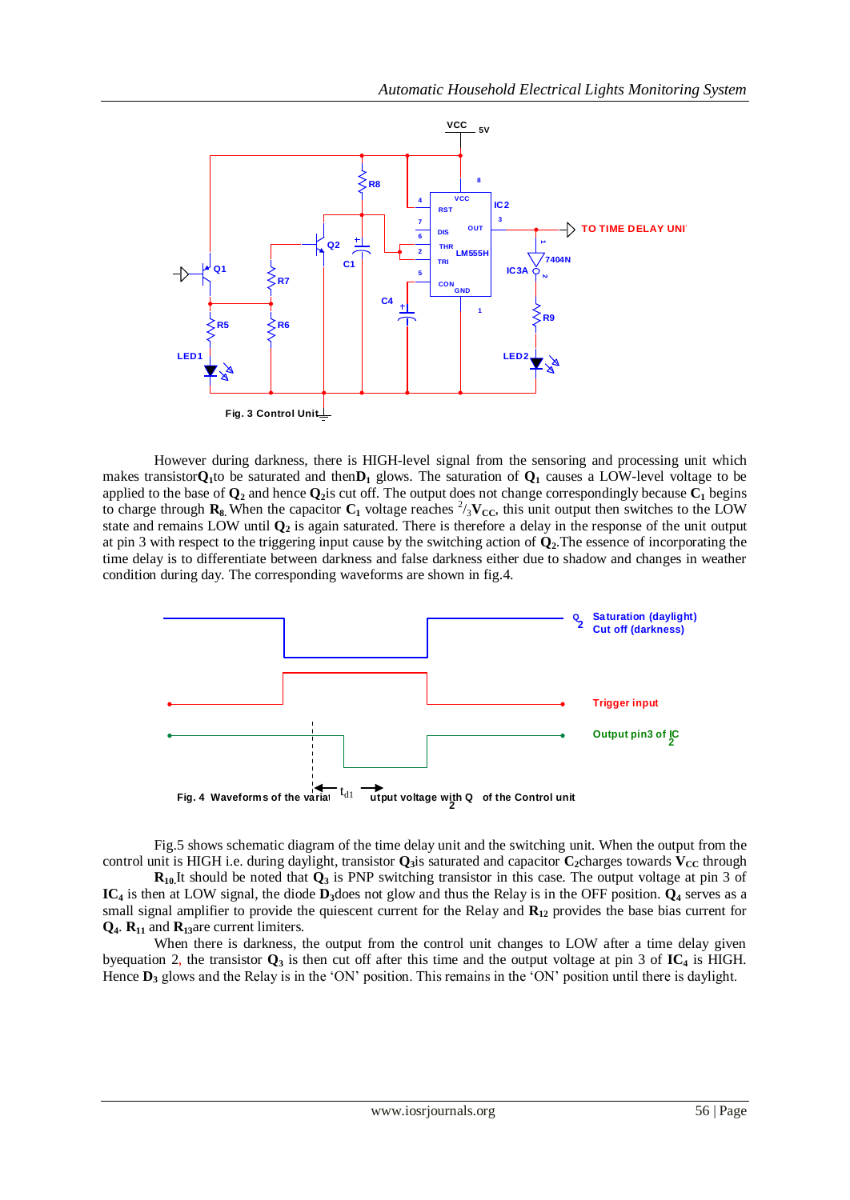Fig. 3 Control Unit

However during darkness, there is HIGH-level signal from the sensoring and processing unit which makes transistor $Q_1$ to be saturated and then $D_1$ glows. The saturation of $Q_1$ causes a LOW-level voltage to be applied to the base of $Q_2$ and hence $Q_2$ is cut off. The output does not change correspondingly because $C_1$ begins to charge through $R_8$. When the capacitor $C_1$ voltage reaches $^2/_3 V_{CC}$, this unit output then switches to the LOW state and remains LOW until $Q_2$ is again saturated. There is therefore a delay in the response of the unit output at pin 3 with respect to the triggering input cause by the switching action of $Q_2$. The essence of incorporating the time delay is to differentiate between darkness and false darkness either due to shadow and changes in weather condition during day. The corresponding waveforms are shown in fig.4.

Fig. 4 Waveforms of the variation of output voltage with $Q_2$ of the Control unit

Fig.5 shows schematic diagram of the time delay unit and the switching unit. When the output from the control unit is HIGH i.e. during daylight, transistor $Q_3$ is saturated and capacitor $C_2$ charges towards $V_{CC}$ through $R_{10}$. It should be noted that $Q_3$ is PNP switching transistor in this case. The output voltage at pin 3 of $IC_4$ is then at LOW signal, the diode $D_3$ does not glow and thus the Relay is in the OFF position. $Q_4$ serves as a small signal amplifier to provide the quiescent current for the Relay and $R_{12}$ provides the base bias current for $Q_4$. $R_{11}$ and $R_{13}$ are current limiters.

When there is darkness, the output from the control unit changes to LOW after a time delay given by equation 2, the transistor $Q_3$ is then cut off after this time and the output voltage at pin 3 of $IC_4$ is HIGH. Hence $D_3$ glows and the Relay is in the 'ON' position. This remains in the 'ON' position until there is daylight.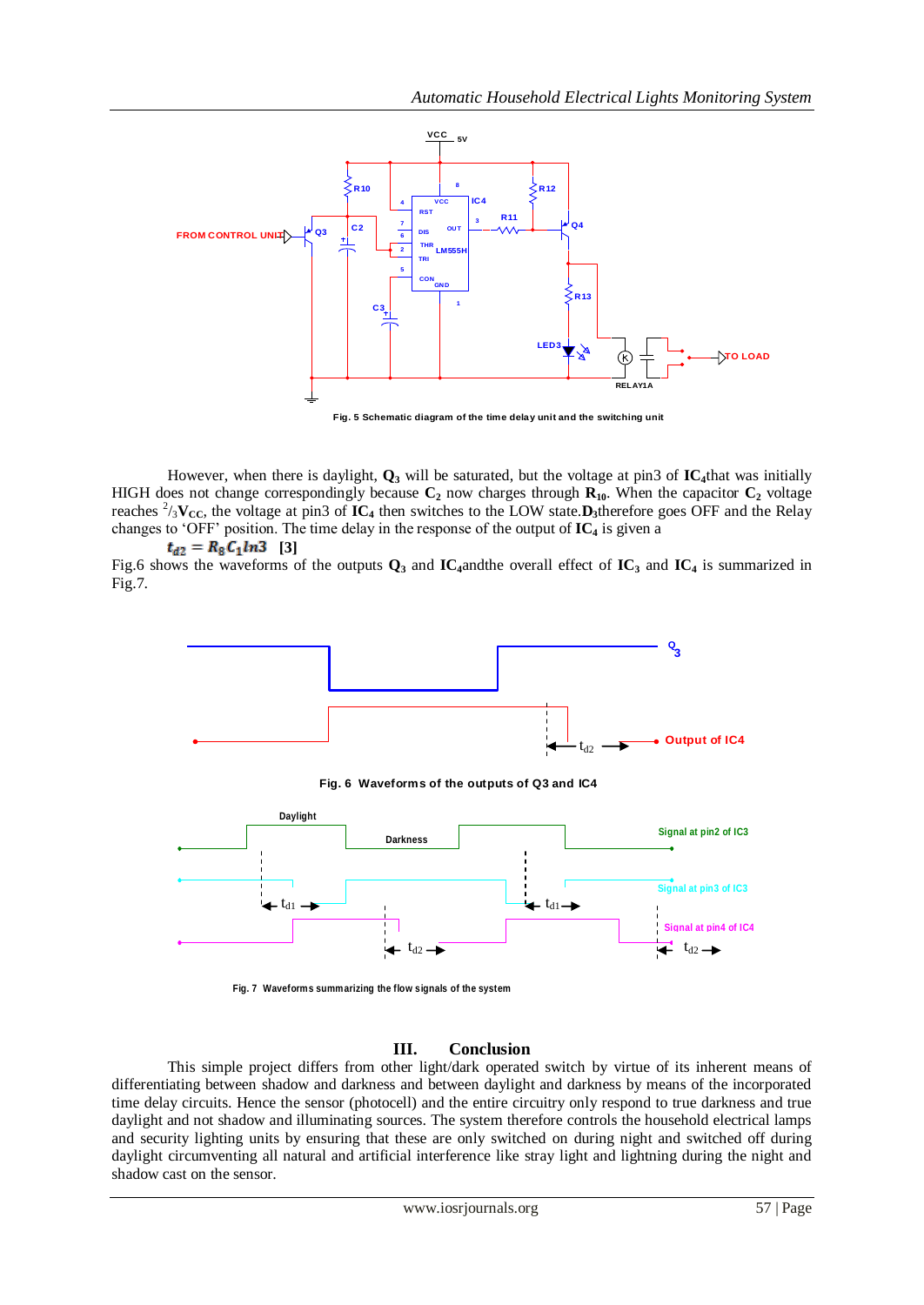Fig. 5 Schematic diagram of the time delay unit and the switching unit

However, when there is daylight, $Q_3$ will be saturated, but the voltage at pin3 of $IC_4$that was initially HIGH does not change correspondingly because $C_2$ now charges through $R_{10}$. When the capacitor $C_2$ voltage reaches $^2/_3V_{CC}$, the voltage at pin3 of $IC_4$ then switches to the LOW state.$D_3$therefore goes OFF and the Relay changes to 'OFF' position. The time delay in the response of the output of $IC_4$ is given a

$$t_{d2} = R_8 C_1 ln3 \quad [3]$$

Fig.6 shows the waveforms of the outputs $Q_3$ and $IC_4$andthe overall effect of $IC_3$ and $IC_4$ is summarized in Fig.7.

Fig. 6 Waveforms of the outputs of Q3 and IC4

Fig. 7 Waveforms summarizing the flow signals of the system

## III. Conclusion

This simple project differs from other light/dark operated switch by virtue of its inherent means of differentiating between shadow and darkness and between daylight and darkness by means of the incorporated time delay circuits. Hence the sensor (photocell) and the entire circuitry only respond to true darkness and true daylight and not shadow and illuminating sources. The system therefore controls the household electrical lamps and security lighting units by ensuring that these are only switched on during night and switched off during daylight circumventing all natural and artificial interference like stray light and lightning during the night and shadow cast on the sensor.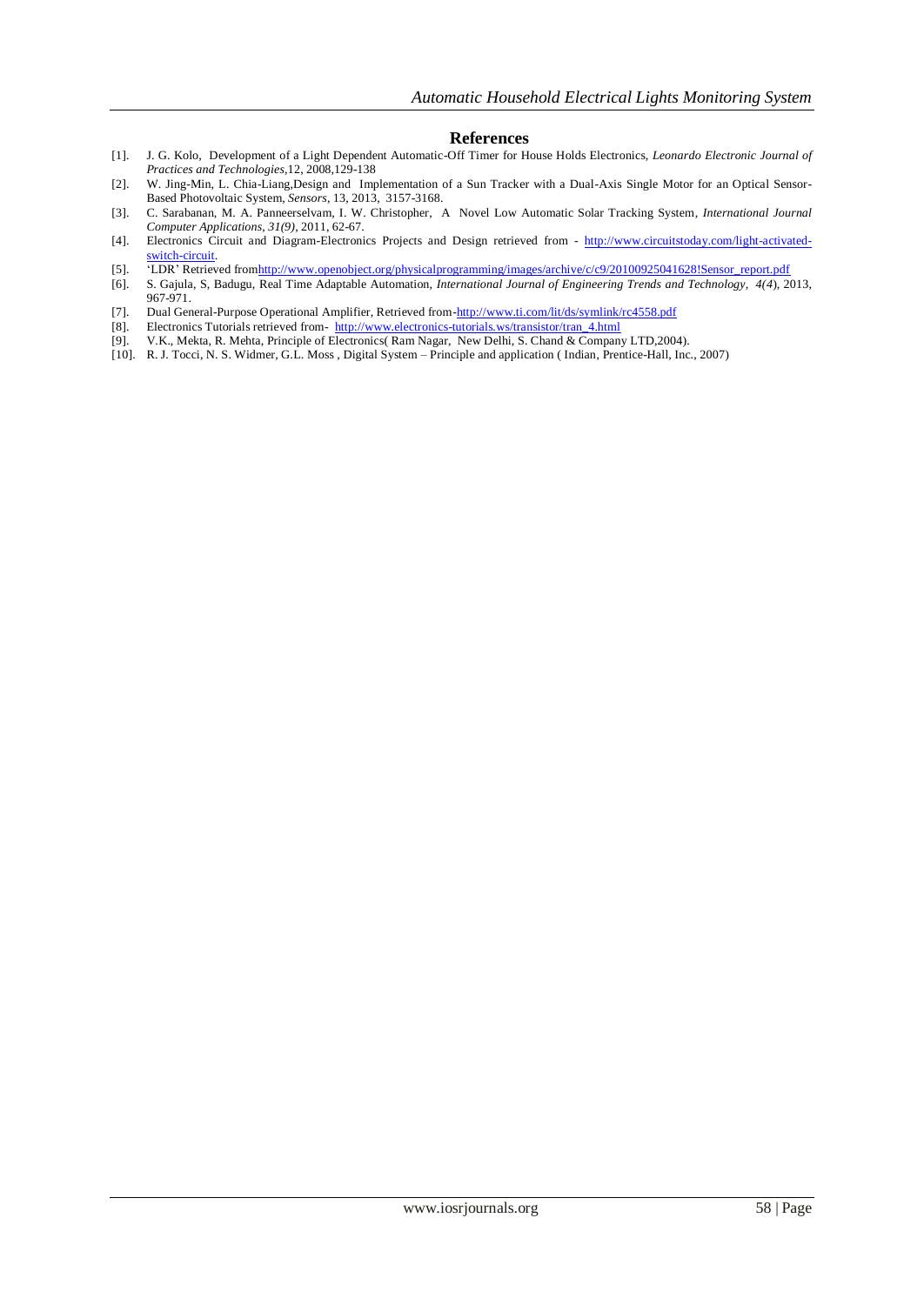## References

[1]. J. G. Kolo, Development of a Light Dependent Automatic-Off Timer for House Holds Electronics, *Leonardo Electronic Journal of Practices and Technologies*,12, 2008,129-138

[2]. W. Jing-Min, L. Chia-Liang,Design and Implementation of a Sun Tracker with a Dual-Axis Single Motor for an Optical Sensor-Based Photovoltaic System, *Sensors*, 13, 2013, 3157-3168.

[3]. C. Sarabanan, M. A. Panneerselvam, I. W. Christopher, A Novel Low Automatic Solar Tracking System, *International Journal Computer Applications, 31(9)*, 2011, 62-67.

[4]. Electronics Circuit and Diagram-Electronics Projects and Design retrieved from - http://www.circuitstoday.com/light-activated-switch-circuit.

[5]. 'LDR' Retrieved fromhttp://www.openobject.org/physicalprogramming/images/archive/c/c9/20100925041628!Sensor_report.pdf

[6]. S. Gajula, S, Badugu, Real Time Adaptable Automation, *International Journal of Engineering Trends and Technology, 4(4)*, 2013, 967-971.

[7]. Dual General-Purpose Operational Amplifier, Retrieved from-http://www.ti.com/lit/ds/symlink/rc4558.pdf

[8]. Electronics Tutorials retrieved from- http://www.electronics-tutorials.ws/transistor/tran_4.html

[9]. V.K., Mekta, R. Mehta, Principle of Electronics( Ram Nagar, New Delhi, S. Chand & Company LTD,2004).

[10]. R. J. Tocci, N. S. Widmer, G.L. Moss , Digital System – Principle and application ( Indian, Prentice-Hall, Inc., 2007)